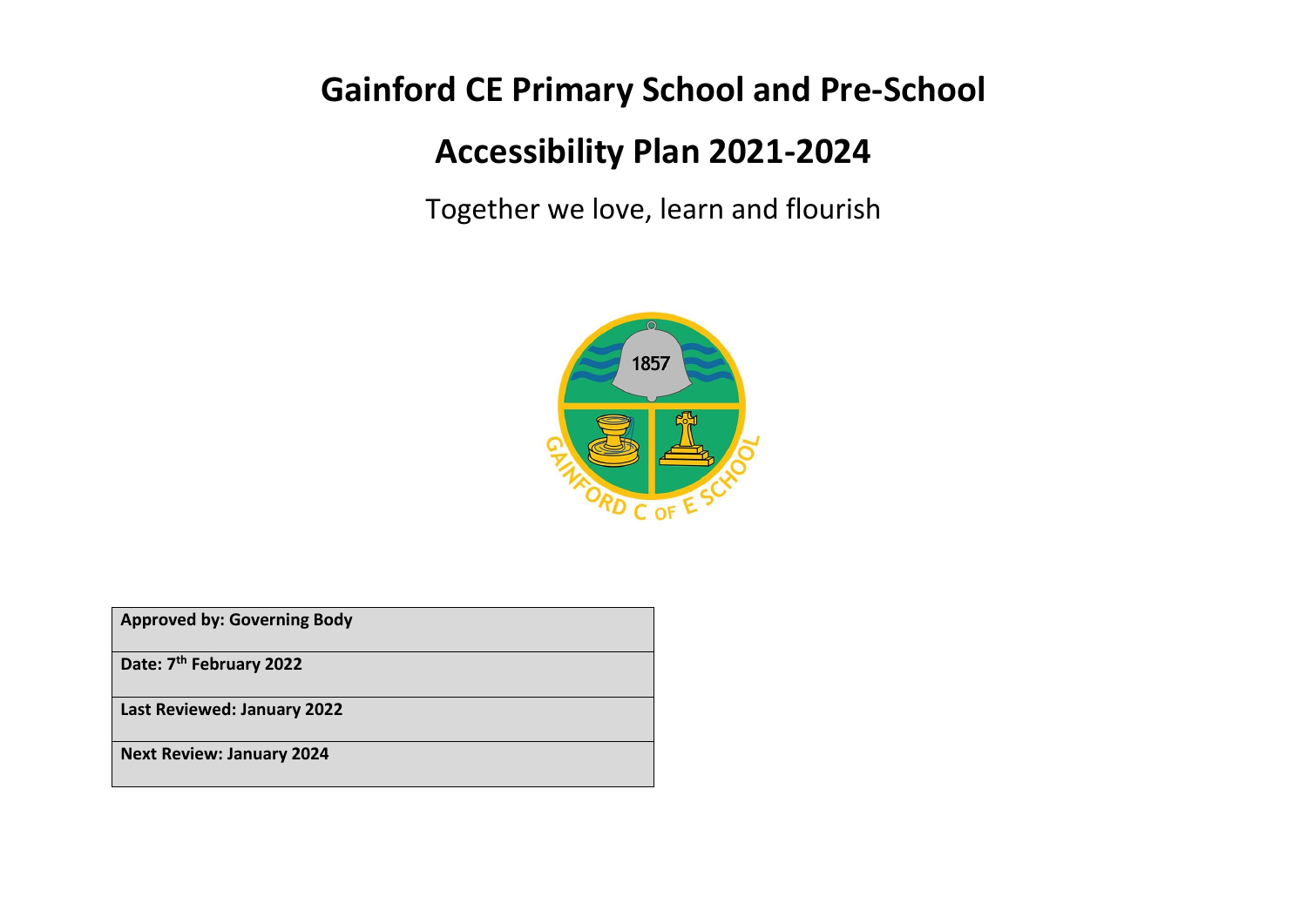# Gainford CE Primary School and Pre-School

# Accessibility Plan 2021-2024

Together we love, learn and flourish

| **Approved by: Governing Body** |
|---|
| **Date: 7th February 2022** |
| **Last Reviewed: January 2022** |
| **Next Review: January 2024** |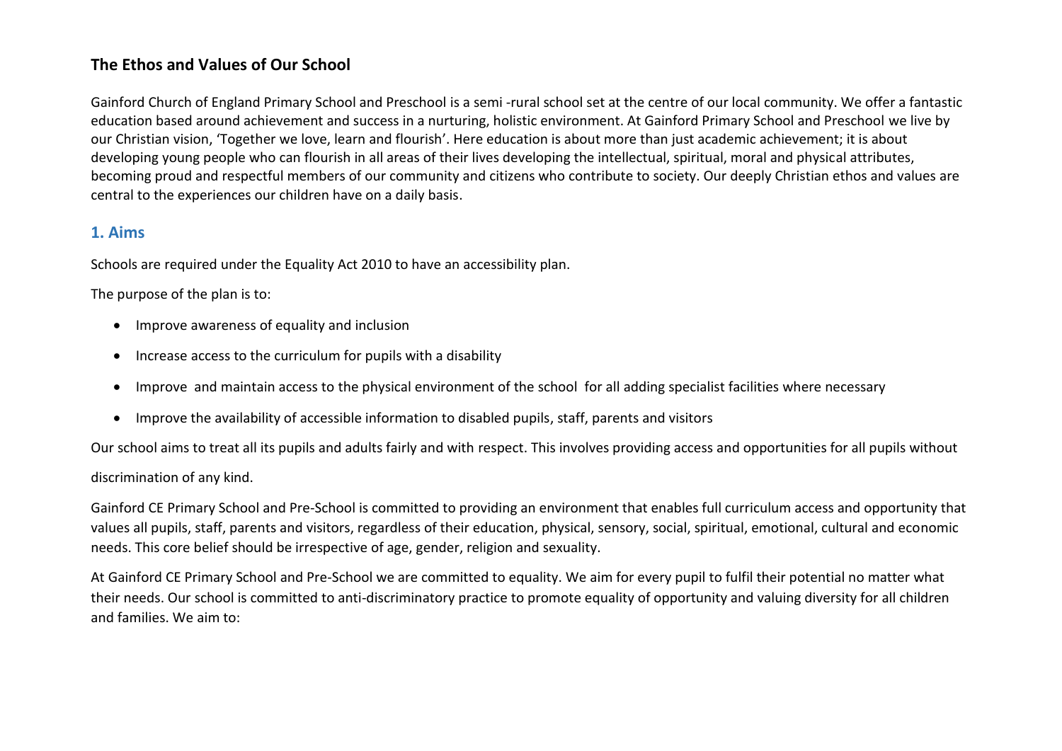## The Ethos and Values of Our School

Gainford Church of England Primary School and Preschool is a semi -rural school set at the centre of our local community. We offer a fantastic education based around achievement and success in a nurturing, holistic environment. At Gainford Primary School and Preschool we live by our Christian vision, 'Together we love, learn and flourish'. Here education is about more than just academic achievement; it is about developing young people who can flourish in all areas of their lives developing the intellectual, spiritual, moral and physical attributes, becoming proud and respectful members of our community and citizens who contribute to society. Our deeply Christian ethos and values are central to the experiences our children have on a daily basis.

## 1. Aims

Schools are required under the Equality Act 2010 to have an accessibility plan.

The purpose of the plan is to:

- Improve awareness of equality and inclusion
- Increase access to the curriculum for pupils with a disability
- Improve and maintain access to the physical environment of the school for all adding specialist facilities where necessary
- Improve the availability of accessible information to disabled pupils, staff, parents and visitors

Our school aims to treat all its pupils and adults fairly and with respect. This involves providing access and opportunities for all pupils without discrimination of any kind.

Gainford CE Primary School and Pre-School is committed to providing an environment that enables full curriculum access and opportunity that values all pupils, staff, parents and visitors, regardless of their education, physical, sensory, social, spiritual, emotional, cultural and economic needs. This core belief should be irrespective of age, gender, religion and sexuality.

At Gainford CE Primary School and Pre-School we are committed to equality. We aim for every pupil to fulfil their potential no matter what their needs. Our school is committed to anti-discriminatory practice to promote equality of opportunity and valuing diversity for all children and families. We aim to: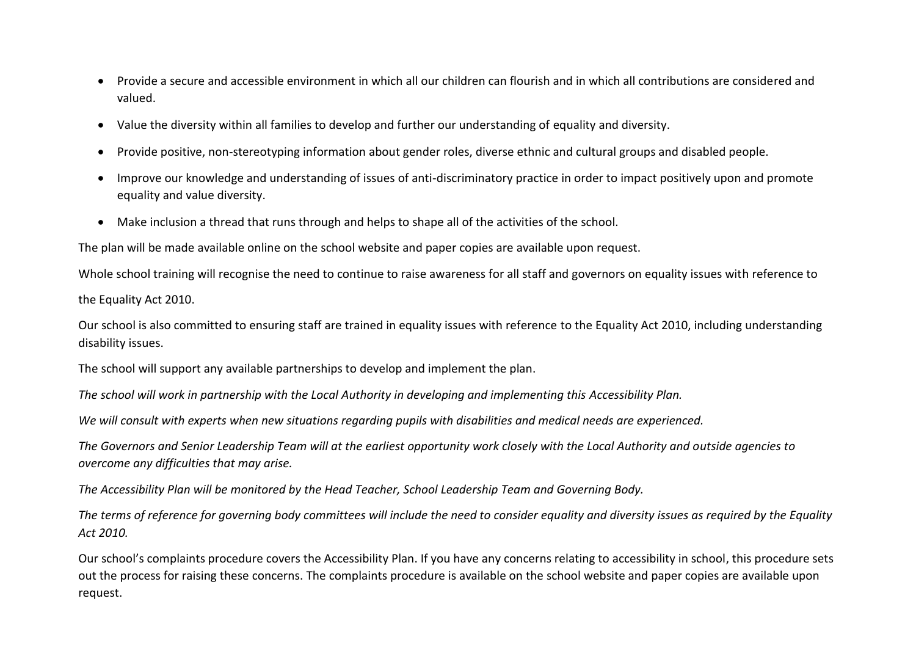- Provide a secure and accessible environment in which all our children can flourish and in which all contributions are considered and valued.
- Value the diversity within all families to develop and further our understanding of equality and diversity.
- Provide positive, non-stereotyping information about gender roles, diverse ethnic and cultural groups and disabled people.
- Improve our knowledge and understanding of issues of anti-discriminatory practice in order to impact positively upon and promote equality and value diversity.
- Make inclusion a thread that runs through and helps to shape all of the activities of the school.

The plan will be made available online on the school website and paper copies are available upon request.

Whole school training will recognise the need to continue to raise awareness for all staff and governors on equality issues with reference to

the Equality Act 2010.

Our school is also committed to ensuring staff are trained in equality issues with reference to the Equality Act 2010, including understanding disability issues.

The school will support any available partnerships to develop and implement the plan.

*The school will work in partnership with the Local Authority in developing and implementing this Accessibility Plan.*

*We will consult with experts when new situations regarding pupils with disabilities and medical needs are experienced.*

*The Governors and Senior Leadership Team will at the earliest opportunity work closely with the Local Authority and outside agencies to overcome any difficulties that may arise.*

*The Accessibility Plan will be monitored by the Head Teacher, School Leadership Team and Governing Body.*

*The terms of reference for governing body committees will include the need to consider equality and diversity issues as required by the Equality Act 2010.*

Our school's complaints procedure covers the Accessibility Plan. If you have any concerns relating to accessibility in school, this procedure sets out the process for raising these concerns. The complaints procedure is available on the school website and paper copies are available upon request.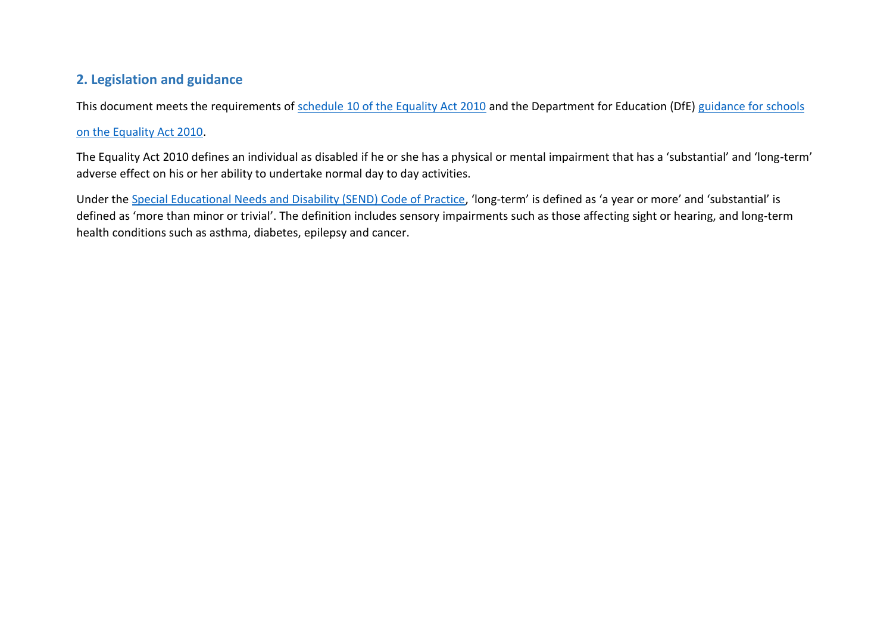## 2. Legislation and guidance

This document meets the requirements of schedule 10 of the Equality Act 2010 and the Department for Education (DfE) guidance for schools on the Equality Act 2010.

The Equality Act 2010 defines an individual as disabled if he or she has a physical or mental impairment that has a 'substantial' and 'long-term' adverse effect on his or her ability to undertake normal day to day activities.

Under the Special Educational Needs and Disability (SEND) Code of Practice, 'long-term' is defined as 'a year or more' and 'substantial' is defined as 'more than minor or trivial'. The definition includes sensory impairments such as those affecting sight or hearing, and long-term health conditions such as asthma, diabetes, epilepsy and cancer.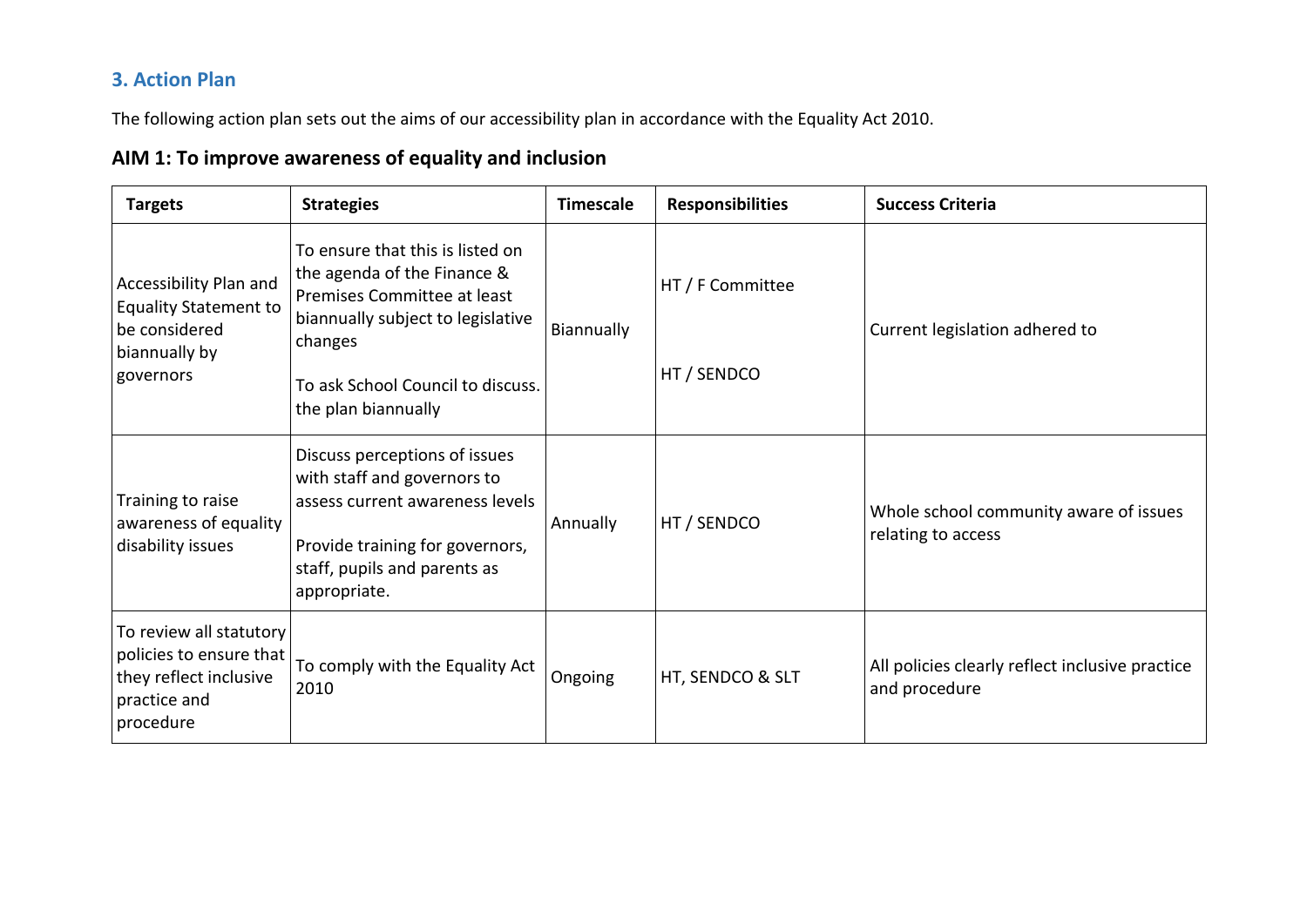## 3. Action Plan

The following action plan sets out the aims of our accessibility plan in accordance with the Equality Act 2010.

### AIM 1: To improve awareness of equality and inclusion

| Targets | Strategies | Timescale | Responsibilities | Success Criteria |
|---|---|---|---|---|
| Accessibility Plan and Equality Statement to be considered biannually by governors | To ensure that this is listed on the agenda of the Finance & Premises Committee at least biannually subject to legislative changes<br><br>To ask School Council to discuss. the plan biannually | Biannually | HT / F Committee<br><br>HT / SENDCO | Current legislation adhered to |
| Training to raise awareness of equality disability issues | Discuss perceptions of issues with staff and governors to assess current awareness levels<br><br>Provide training for governors, staff, pupils and parents as appropriate. | Annually | HT / SENDCO | Whole school community aware of issues relating to access |
| To review all statutory policies to ensure that they reflect inclusive practice and procedure | To comply with the Equality Act 2010 | Ongoing | HT, SENDCO & SLT | All policies clearly reflect inclusive practice and procedure |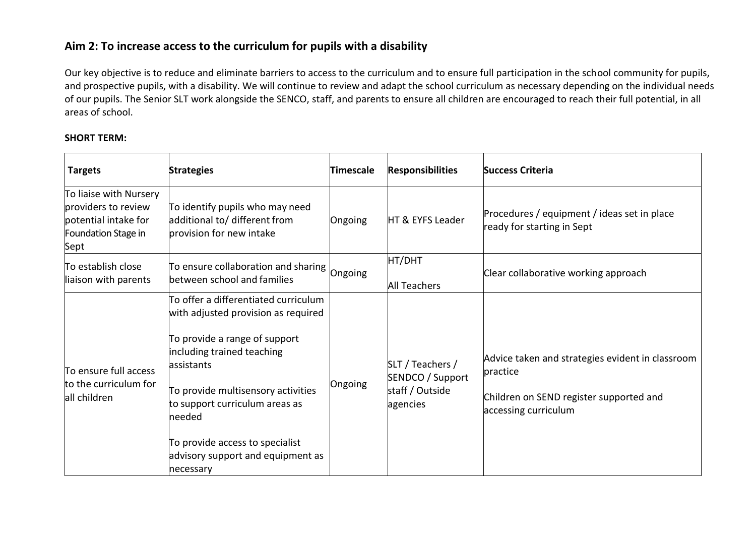## Aim 2: To increase access to the curriculum for pupils with a disability

Our key objective is to reduce and eliminate barriers to access to the curriculum and to ensure full participation in the school community for pupils, and prospective pupils, with a disability. We will continue to review and adapt the school curriculum as necessary depending on the individual needs of our pupils. The Senior SLT work alongside the SENCO, staff, and parents to ensure all children are encouraged to reach their full potential, in all areas of school.

**SHORT TERM:**

| **Targets** | **Strategies** | **Timescale** | **Responsibilities** | **Success Criteria** |
|---|---|---|---|---|
| To liaise with Nursery providers to review potential intake for Foundation Stage in Sept | To identify pupils who may need additional to/ different from provision for new intake | Ongoing | HT & EYFS Leader | Procedures / equipment / ideas set in place ready for starting in Sept |
| To establish close liaison with parents | To ensure collaboration and sharing between school and families | Ongoing | HT/DHT<br><br>All Teachers | Clear collaborative working approach |
| To ensure full access to the curriculum for all children | To offer a differentiated curriculum with adjusted provision as required<br><br>To provide a range of support including trained teaching assistants<br><br>To provide multisensory activities to support curriculum areas as needed<br><br>To provide access to specialist advisory support and equipment as necessary | Ongoing | SLT / Teachers / SENDCO / Support staff / Outside agencies | Advice taken and strategies evident in classroom practice<br><br>Children on SEND register supported and accessing curriculum |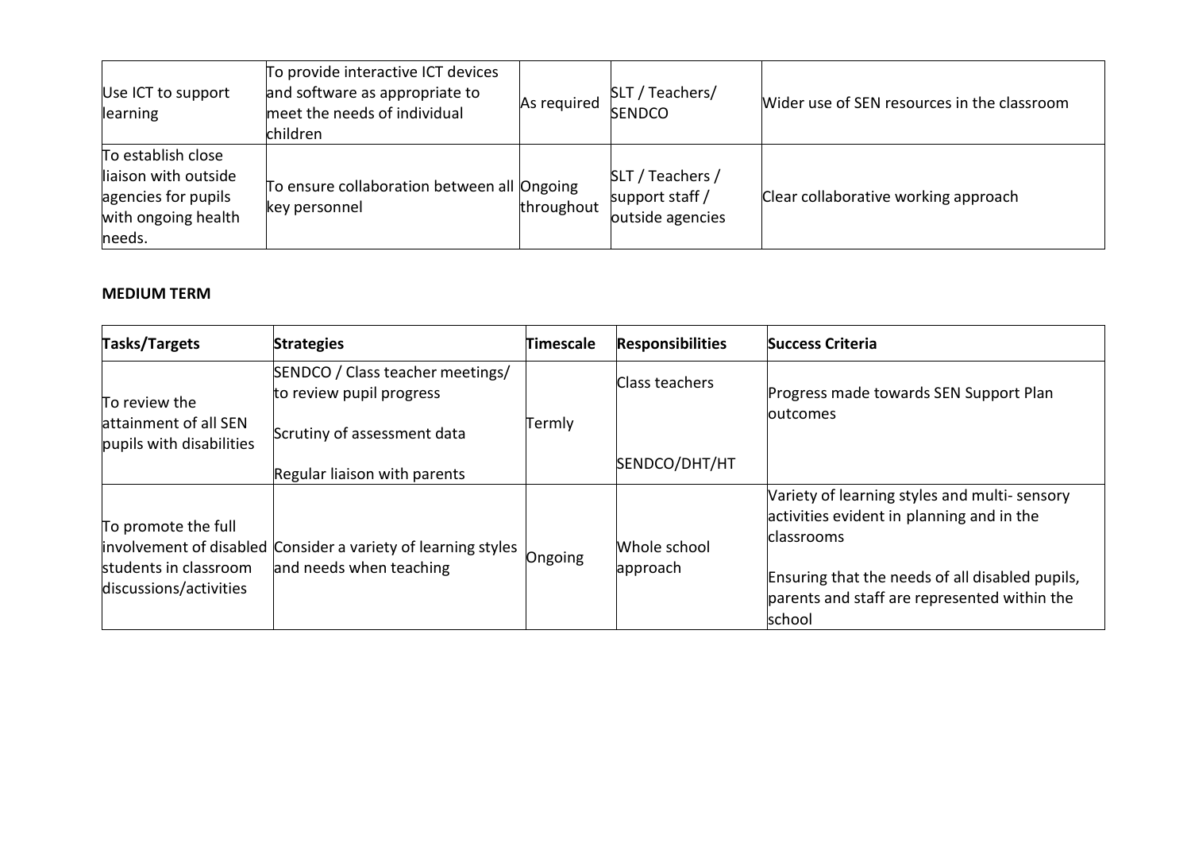| | | | | |
|---|---|---|---|---|
| Use ICT to support learning | To provide interactive ICT devices and software as appropriate to meet the needs of individual children | As required | SLT / Teachers/ SENDCO | Wider use of SEN resources in the classroom |
| To establish close liaison with outside agencies for pupils with ongoing health needs. | To ensure collaboration between all key personnel | Ongoing throughout | SLT / Teachers / support staff / outside agencies | Clear collaborative working approach |

**MEDIUM TERM**

| Tasks/Targets | Strategies | Timescale | Responsibilities | Success Criteria |
|---|---|---|---|---|
| To review the attainment of all SEN pupils with disabilities | SENDCO / Class teacher meetings/ to review pupil progress<br><br>Scrutiny of assessment data<br><br>Regular liaison with parents | Termly | Class teachers<br><br>SENDCO/DHT/HT | Progress made towards SEN Support Plan outcomes |
| To promote the full involvement of disabled students in classroom discussions/activities | Consider a variety of learning styles and needs when teaching | Ongoing | Whole school approach | Variety of learning styles and multi- sensory activities evident in planning and in the classrooms<br><br>Ensuring that the needs of all disabled pupils, parents and staff are represented within the school |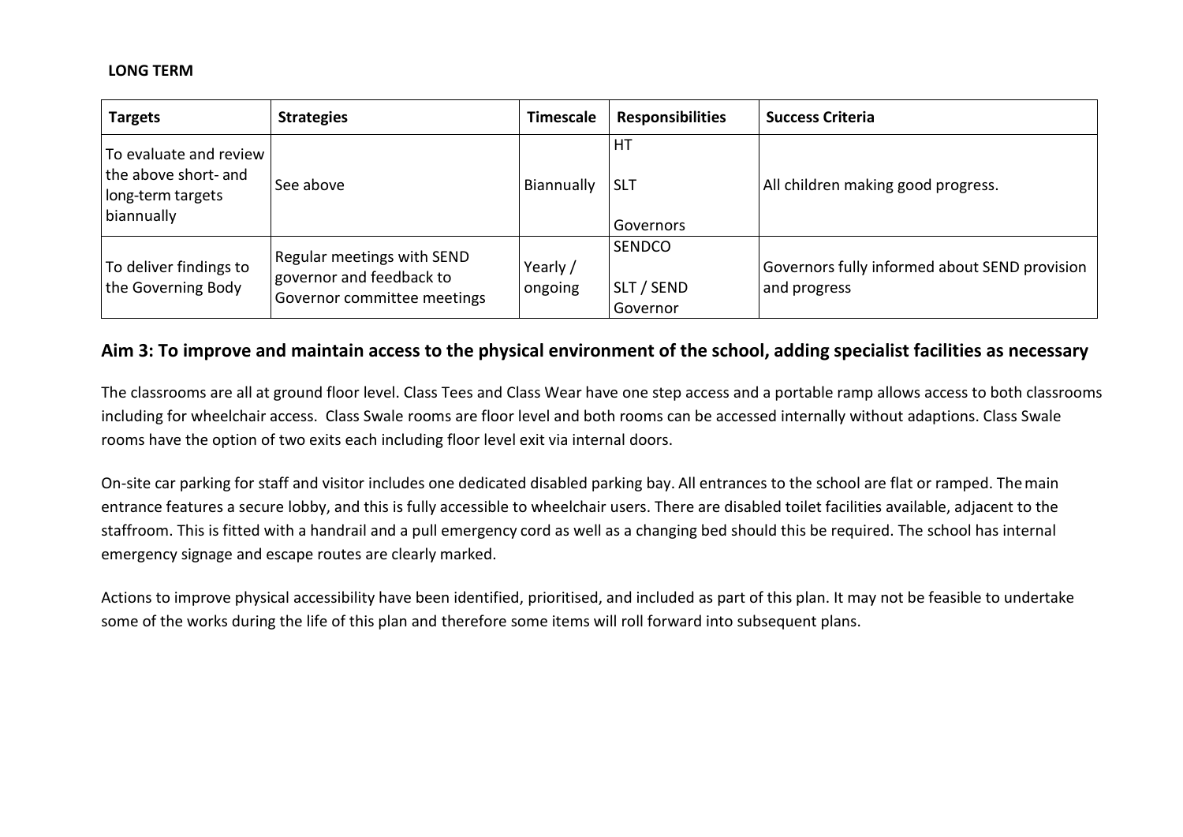**LONG TERM**

| Targets | Strategies | Timescale | Responsibilities | Success Criteria |
|---|---|---|---|---|
| To evaluate and review the above short- and long-term targets biannually | See above | Biannually | HT<br>SLT<br>Governors | All children making good progress. |
| To deliver findings to the Governing Body | Regular meetings with SEND governor and feedback to Governor committee meetings | Yearly / ongoing | SENDCO<br>SLT / SEND Governor | Governors fully informed about SEND provision and progress |

## Aim 3: To improve and maintain access to the physical environment of the school, adding specialist facilities as necessary

The classrooms are all at ground floor level. Class Tees and Class Wear have one step access and a portable ramp allows access to both classrooms including for wheelchair access. Class Swale rooms are floor level and both rooms can be accessed internally without adaptions. Class Swale rooms have the option of two exits each including floor level exit via internal doors.

On-site car parking for staff and visitor includes one dedicated disabled parking bay. All entrances to the school are flat or ramped. The main entrance features a secure lobby, and this is fully accessible to wheelchair users. There are disabled toilet facilities available, adjacent to the staffroom. This is fitted with a handrail and a pull emergency cord as well as a changing bed should this be required. The school has internal emergency signage and escape routes are clearly marked.

Actions to improve physical accessibility have been identified, prioritised, and included as part of this plan. It may not be feasible to undertake some of the works during the life of this plan and therefore some items will roll forward into subsequent plans.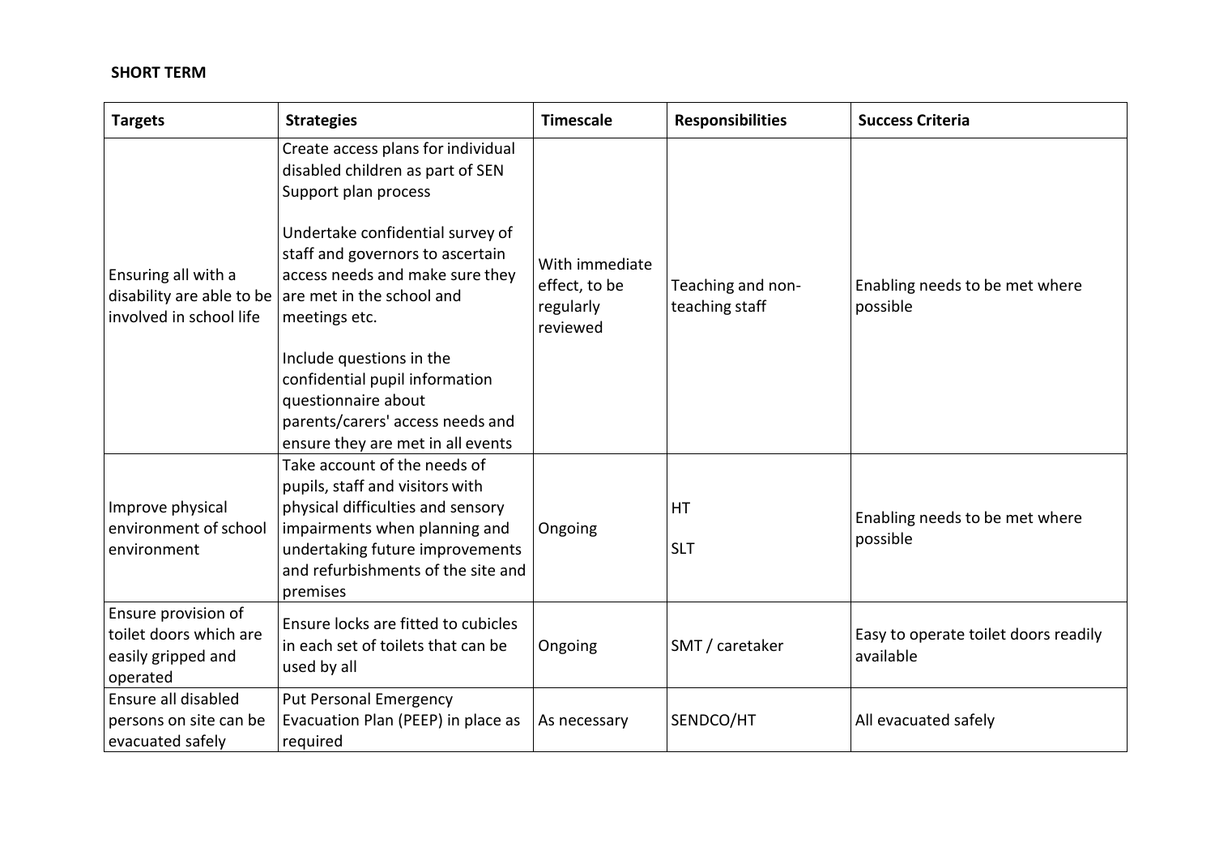**SHORT TERM**

| Targets | Strategies | Timescale | Responsibilities | Success Criteria |
|---|---|---|---|---|
| Ensuring all with a disability are able to be involved in school life | Create access plans for individual disabled children as part of SEN Support plan process<br><br>Undertake confidential survey of staff and governors to ascertain access needs and make sure they are met in the school and meetings etc.<br><br>Include questions in the confidential pupil information questionnaire about parents/carers' access needs and ensure they are met in all events | With immediate effect, to be regularly reviewed | Teaching and non-teaching staff | Enabling needs to be met where possible |
| Improve physical environment of school environment | Take account of the needs of pupils, staff and visitors with physical difficulties and sensory impairments when planning and undertaking future improvements and refurbishments of the site and premises | Ongoing | HT<br><br>SLT | Enabling needs to be met where possible |
| Ensure provision of toilet doors which are easily gripped and operated | Ensure locks are fitted to cubicles in each set of toilets that can be used by all | Ongoing | SMT / caretaker | Easy to operate toilet doors readily available |
| Ensure all disabled persons on site can be evacuated safely | Put Personal Emergency Evacuation Plan (PEEP) in place as required | As necessary | SENDCO/HT | All evacuated safely |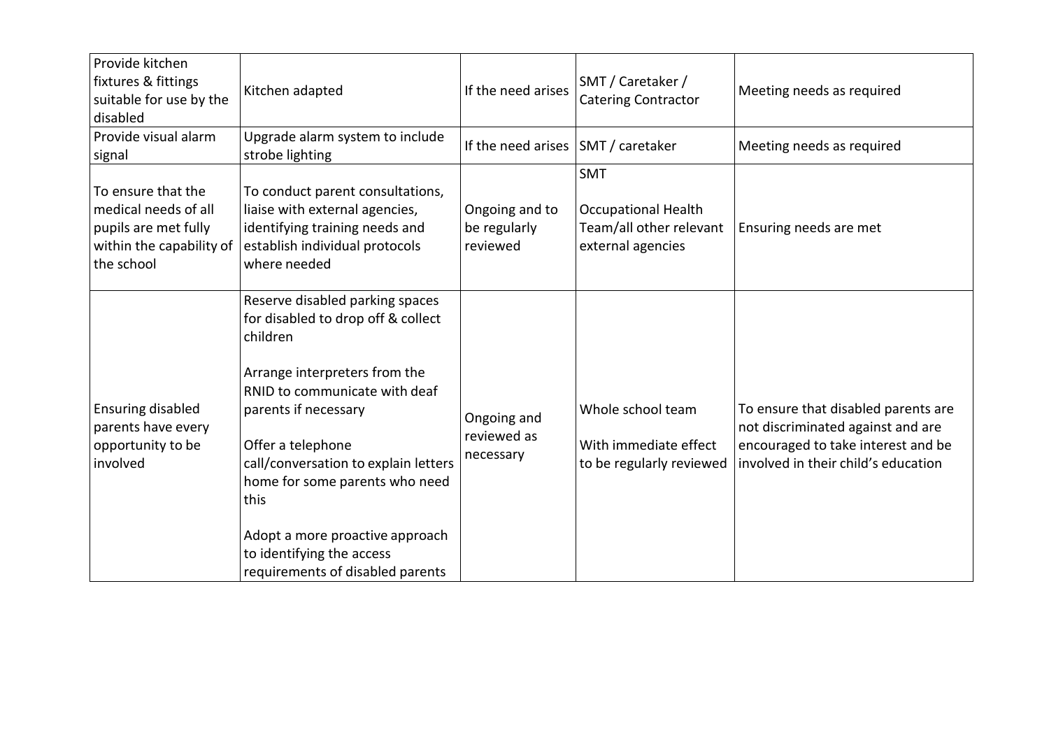| Provide kitchen fixtures & fittings suitable for use by the disabled | Kitchen adapted | If the need arises | SMT / Caretaker / Catering Contractor | Meeting needs as required |
|---|---|---|---|---|
| Provide visual alarm signal | Upgrade alarm system to include strobe lighting | If the need arises | SMT / caretaker | Meeting needs as required |
| To ensure that the medical needs of all pupils are met fully within the capability of the school | To conduct parent consultations, liaise with external agencies, identifying training needs and establish individual protocols where needed | Ongoing and to be regularly reviewed | SMT<br><br>Occupational Health Team/all other relevant external agencies | Ensuring needs are met |
| Ensuring disabled parents have every opportunity to be involved | Reserve disabled parking spaces for disabled to drop off & collect children<br><br>Arrange interpreters from the RNID to communicate with deaf parents if necessary<br><br>Offer a telephone call/conversation to explain letters home for some parents who need this<br><br>Adopt a more proactive approach to identifying the access requirements of disabled parents | Ongoing and reviewed as necessary | Whole school team<br><br>With immediate effect to be regularly reviewed | To ensure that disabled parents are not discriminated against and are encouraged to take interest and be involved in their child's education |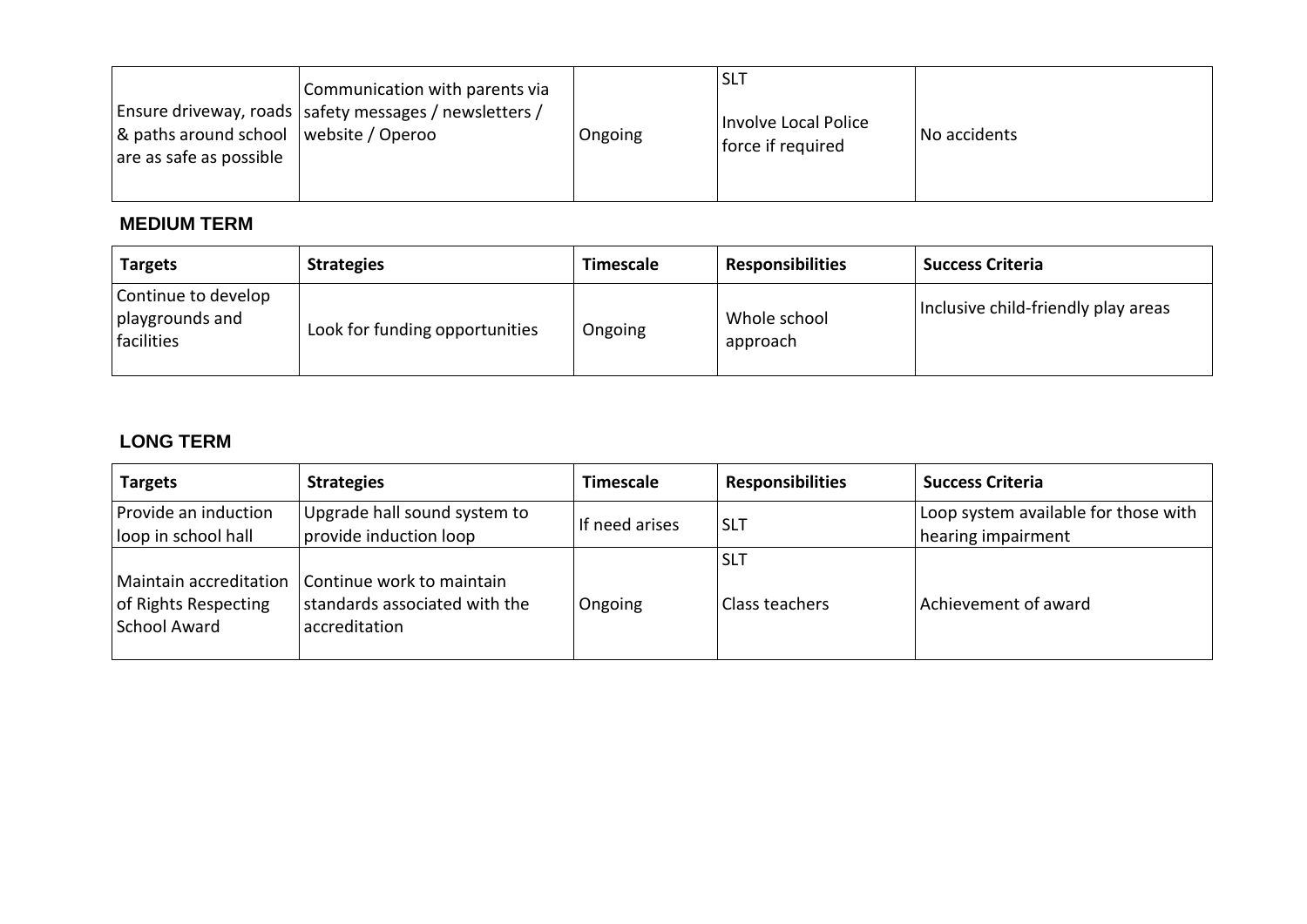| | | | | |
|---|---|---|---|---|
| Ensure driveway, roads & paths around school are as safe as possible | Communication with parents via safety messages / newsletters / website / Operoo | Ongoing | SLT<br><br>Involve Local Police force if required | No accidents |

**MEDIUM TERM**

| Targets | Strategies | Timescale | Responsibilities | Success Criteria |
|---|---|---|---|---|
| Continue to develop playgrounds and facilities | Look for funding opportunities | Ongoing | Whole school approach | Inclusive child-friendly play areas |

**LONG TERM**

| Targets | Strategies | Timescale | Responsibilities | Success Criteria |
|---|---|---|---|---|
| Provide an induction loop in school hall | Upgrade hall sound system to provide induction loop | If need arises | SLT | Loop system available for those with hearing impairment |
| Maintain accreditation of Rights Respecting School Award | Continue work to maintain standards associated with the accreditation | Ongoing | SLT<br><br>Class teachers | Achievement of award |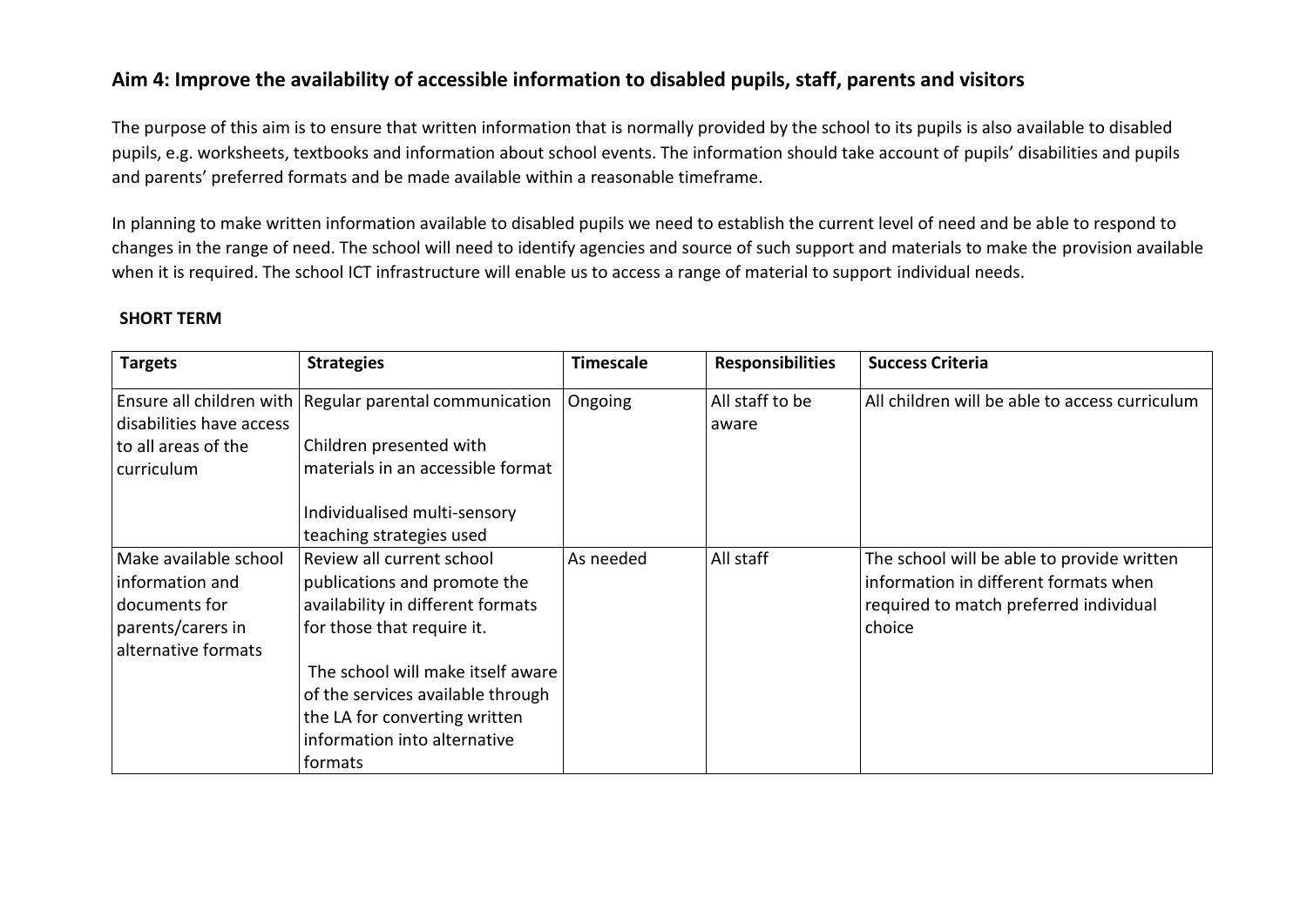## Aim 4: Improve the availability of accessible information to disabled pupils, staff, parents and visitors

The purpose of this aim is to ensure that written information that is normally provided by the school to its pupils is also available to disabled pupils, e.g. worksheets, textbooks and information about school events. The information should take account of pupils' disabilities and pupils and parents' preferred formats and be made available within a reasonable timeframe.

In planning to make written information available to disabled pupils we need to establish the current level of need and be able to respond to changes in the range of need. The school will need to identify agencies and source of such support and materials to make the provision available when it is required. The school ICT infrastructure will enable us to access a range of material to support individual needs.

**SHORT TERM**

| Targets | Strategies | Timescale | Responsibilities | Success Criteria |
|---|---|---|---|---|
| Ensure all children with disabilities have access to all areas of the curriculum | Regular parental communication<br><br>Children presented with materials in an accessible format<br><br>Individualised multi-sensory teaching strategies used | Ongoing | All staff to be aware | All children will be able to access curriculum |
| Make available school information and documents for parents/carers in alternative formats | Review all current school publications and promote the availability in different formats for those that require it.<br><br>The school will make itself aware of the services available through the LA for converting written information into alternative formats | As needed | All staff | The school will be able to provide written information in different formats when required to match preferred individual choice |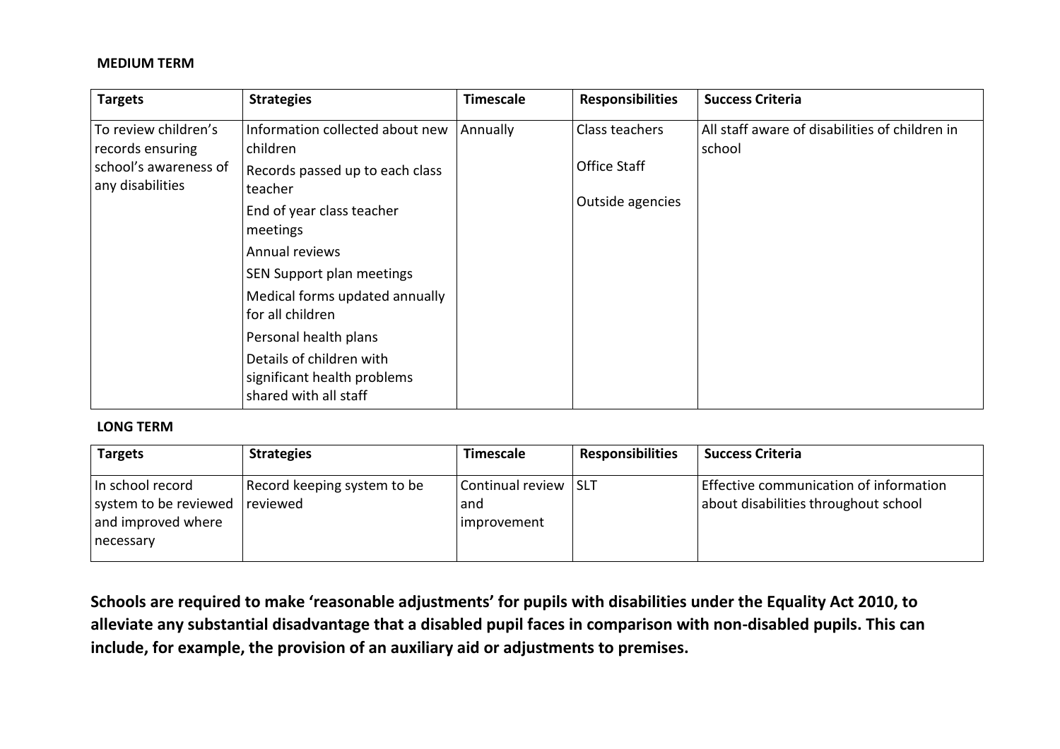**MEDIUM TERM**

| Targets | Strategies | Timescale | Responsibilities | Success Criteria |
|---|---|---|---|---|
| To review children's records ensuring school's awareness of any disabilities | Information collected about new children<br>Records passed up to each class teacher<br>End of year class teacher meetings<br>Annual reviews<br>SEN Support plan meetings<br>Medical forms updated annually for all children<br>Personal health plans<br>Details of children with significant health problems shared with all staff | Annually | Class teachers<br>Office Staff<br>Outside agencies | All staff aware of disabilities of children in school |

**LONG TERM**

| Targets | Strategies | Timescale | Responsibilities | Success Criteria |
|---|---|---|---|---|
| In school record system to be reviewed and improved where necessary | Record keeping system to be reviewed | Continual review and improvement | SLT | Effective communication of information about disabilities throughout school |

**Schools are required to make 'reasonable adjustments' for pupils with disabilities under the Equality Act 2010, to alleviate any substantial disadvantage that a disabled pupil faces in comparison with non-disabled pupils. This can include, for example, the provision of an auxiliary aid or adjustments to premises.**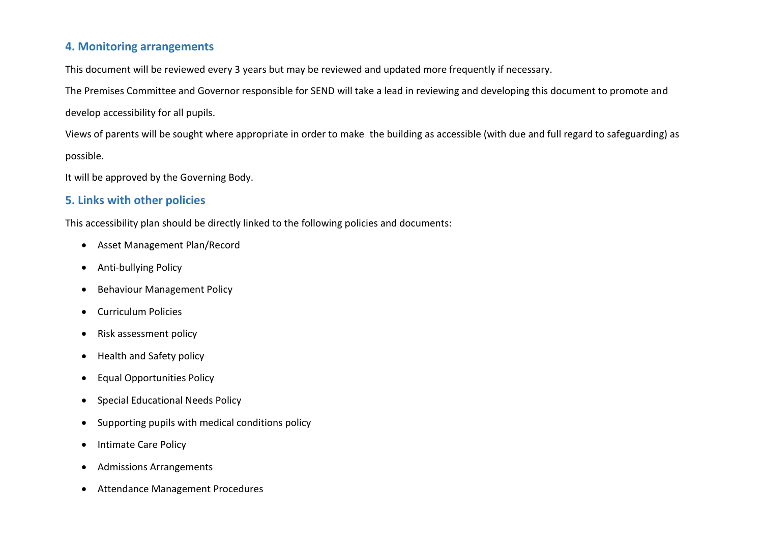## 4. Monitoring arrangements

This document will be reviewed every 3 years but may be reviewed and updated more frequently if necessary.

The Premises Committee and Governor responsible for SEND will take a lead in reviewing and developing this document to promote and develop accessibility for all pupils.

Views of parents will be sought where appropriate in order to make the building as accessible (with due and full regard to safeguarding) as possible.

It will be approved by the Governing Body.

## 5. Links with other policies

This accessibility plan should be directly linked to the following policies and documents:

- Asset Management Plan/Record
- Anti-bullying Policy
- Behaviour Management Policy
- Curriculum Policies
- Risk assessment policy
- Health and Safety policy
- Equal Opportunities Policy
- Special Educational Needs Policy
- Supporting pupils with medical conditions policy
- Intimate Care Policy
- Admissions Arrangements
- Attendance Management Procedures